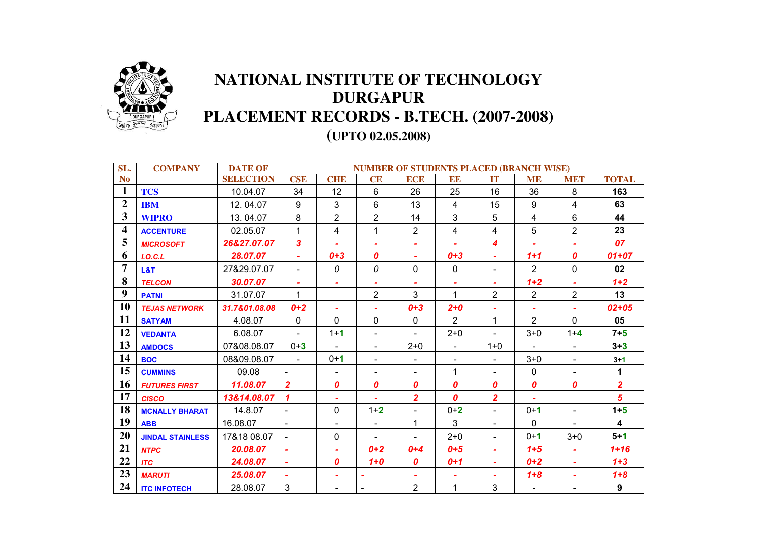# NATIONAL INSTITUTE OF TECHNOLOGY DURGAPUR

## PLACEMENT RECORDS - B.TECH. (2007-2008)

### (UPTO 02.05.2008)

| SL. No | COMPANY | DATE OF SELECTION | NUMBER OF STUDENTS PLACED (BRANCH WISE) | | | | | | | | |
|---|---|---|---|---|---|---|---|---|---|---|---|
| | | | CSE | CHE | CE | ECE | EE | IT | ME | MET | TOTAL |
| 1 | TCS | 10.04.07 | 34 | 12 | 6 | 26 | 25 | 16 | 36 | 8 | 163 |
| 2 | IBM | 12. 04.07 | 9 | 3 | 6 | 13 | 4 | 15 | 9 | 4 | 63 |
| 3 | WIPRO | 13. 04.07 | 8 | 2 | 2 | 14 | 3 | 5 | 4 | 6 | 44 |
| 4 | ACCENTURE | 02.05.07 | 1 | 4 | 1 | 2 | 4 | 4 | 5 | 2 | 23 |
| 5 | MICROSOFT | 26&27.07.07 | 3 | - | - | - | - | 4 | - | - | 07 |
| 6 | I.O.C.L | 28.07.07 | - | 0+3 | 0 | - | 0+3 | - | 1+1 | 0 | 01+07 |
| 7 | L&T | 27&29.07.07 | - | 0 | 0 | 0 | 0 | - | 2 | 0 | 02 |
| 8 | TELCON | 30.07.07 | - | - | - | - | - | - | 1+2 | - | 1+2 |
| 9 | PATNI | 31.07.07 | 1 | | 2 | 3 | 1 | 2 | 2 | 2 | 13 |
| 10 | TEJAS NETWORK | 31.7&01.08.08 | 0+2 | - | - | 0+3 | 2+0 | - | - | - | 02+05 |
| 11 | SATYAM | 4.08.07 | 0 | 0 | 0 | 0 | 2 | 1 | 2 | 0 | 05 |
| 12 | VEDANTA | 6.08.07 | - | 1+1 | - | - | 2+0 | - | 3+0 | 1+4 | 7+5 |
| 13 | AMDOCS | 07&08.08.07 | 0+3 | - | - | 2+0 | - | 1+0 | - | - | 3+3 |
| 14 | BOC | 08&09.08.07 | - | 0+1 | - | - | - | - | 3+0 | - | 3+1 |
| 15 | CUMMINS | 09.08 | - | - | - | - | 1 | - | 0 | - | 1 |
| 16 | FUTURES FIRST | 11.08.07 | 2 | 0 | 0 | 0 | 0 | 0 | 0 | 0 | 2 |
| 17 | CISCO | 13&14.08.07 | 1 | - | - | 2 | 0 | 2 | - | | 5 |
| 18 | MCNALLY BHARAT | 14.8.07 | - | 0 | 1+2 | - | 0+2 | - | 0+1 | - | 1+5 |
| 19 | ABB | 16.08.07 | - | - | - | 1 | 3 | - | 0 | - | 4 |
| 20 | JINDAL STAINLESS | 17&18 08.07 | - | 0 | - | - | 2+0 | - | 0+1 | 3+0 | 5+1 |
| 21 | NTPC | 20.08.07 | - | - | 0+2 | 0+4 | 0+5 | - | 1+5 | - | 1+16 |
| 22 | ITC | 24.08.07 | - | 0 | 1+0 | 0 | 0+1 | - | 0+2 | - | 1+3 |
| 23 | MARUTI | 25.08.07 | - | - | - | - | - | - | 1+8 | - | 1+8 |
| 24 | ITC INFOTECH | 28.08.07 | 3 | - | - | 2 | 1 | 3 | - | - | 9 |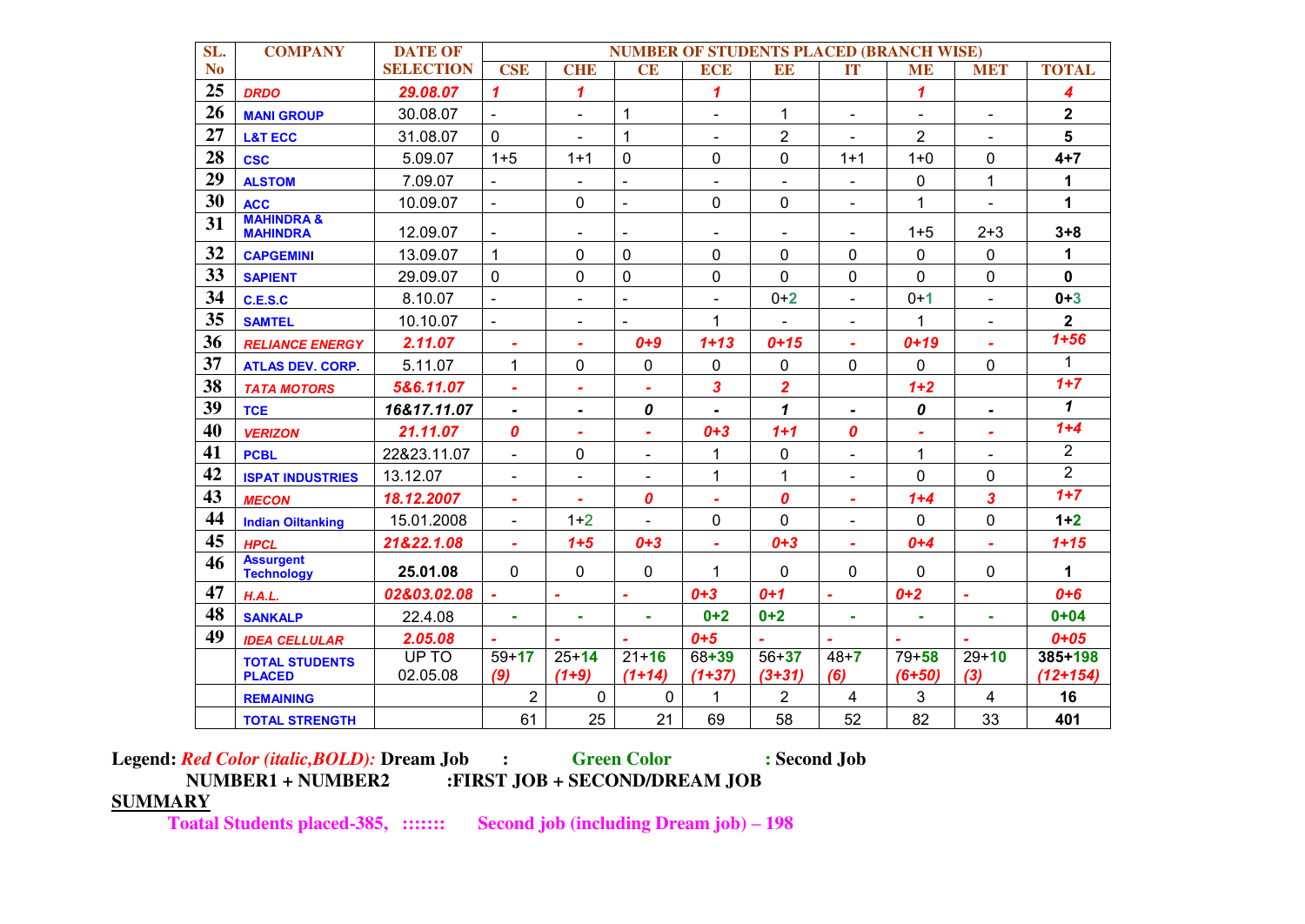| SL. No | COMPANY | DATE OF SELECTION | NUMBER OF STUDENTS PLACED (BRANCH WISE) | | | | | | | | |
|---|---|---|---|---|---|---|---|---|---|---|---|
| | | | CSE | CHE | CE | ECE | EE | IT | ME | MET | TOTAL |
| 25 | ***DRDO*** | ***29.08.07*** | ***1*** | ***1*** | | ***1*** | | | ***1*** | | ***4*** |
| 26 | **MANI GROUP** | 30.08.07 | - | - | 1 | - | 1 | - | - | - | **2** |
| 27 | **L&T ECC** | 31.08.07 | 0 | - | 1 | - | 2 | - | 2 | - | **5** |
| 28 | **CSC** | 5.09.07 | 1+5 | 1+1 | 0 | 0 | 0 | 1+1 | 1+0 | 0 | **4+7** |
| 29 | **ALSTOM** | 7.09.07 | - | - | - | - | - | - | 0 | 1 | **1** |
| 30 | **ACC** | 10.09.07 | - | 0 | - | 0 | 0 | - | 1 | - | **1** |
| 31 | **MAHINDRA & MAHINDRA** | 12.09.07 | - | - | - | - | - | - | 1+5 | 2+3 | **3+8** |
| 32 | **CAPGEMINI** | 13.09.07 | 1 | 0 | 0 | 0 | 0 | 0 | 0 | 0 | **1** |
| 33 | **SAPIENT** | 29.09.07 | 0 | 0 | 0 | 0 | 0 | 0 | 0 | 0 | **0** |
| 34 | **C.E.S.C** | 8.10.07 | - | - | - | - | 0+2 | - | 0+1 | - | **0+3** |
| 35 | **SAMTEL** | 10.10.07 | - | - | - | 1 | - | - | 1 | - | **2** |
| 36 | ***RELIANCE ENERGY*** | ***2.11.07*** | ***-*** | ***-*** | ***0+9*** | ***1+13*** | ***0+15*** | ***-*** | ***0+19*** | ***-*** | ***1+56*** |
| 37 | **ATLAS DEV. CORP.** | 5.11.07 | 1 | 0 | 0 | 0 | 0 | 0 | 0 | 0 | 1 |
| 38 | ***TATA MOTORS*** | ***5&6.11.07*** | ***-*** | ***-*** | ***-*** | ***3*** | ***2*** | | ***1+2*** | | ***1+7*** |
| 39 | **TCE** | ***16&17.11.07*** | ***-*** | ***-*** | ***0*** | ***-*** | ***1*** | ***-*** | ***0*** | ***-*** | ***1*** |
| 40 | ***VERIZON*** | ***21.11.07*** | ***0*** | ***-*** | ***-*** | ***0+3*** | ***1+1*** | ***0*** | ***-*** | ***-*** | ***1+4*** |
| 41 | **PCBL** | 22&23.11.07 | - | 0 | - | 1 | 0 | - | 1 | - | 2 |
| 42 | **ISPAT INDUSTRIES** | 13.12.07 | - | - | - | 1 | 1 | - | 0 | 0 | 2 |
| 43 | ***MECON*** | ***18.12.2007*** | ***-*** | ***-*** | ***0*** | ***-*** | ***0*** | ***-*** | ***1+4*** | ***3*** | ***1+7*** |
| 44 | **Indian Oiltanking** | 15.01.2008 | - | 1+2 | - | 0 | 0 | - | 0 | 0 | **1+2** |
| 45 | ***HPCL*** | ***21&22.1.08*** | ***-*** | ***1+5*** | ***0+3*** | ***-*** | ***0+3*** | ***-*** | ***0+4*** | ***-*** | ***1+15*** |
| 46 | **Assurgent Technology** | **25.01.08** | 0 | 0 | 0 | 1 | 0 | 0 | 0 | 0 | **1** |
| 47 | ***H.A.L.*** | ***02&03.02.08*** | ***-*** | ***-*** | ***-*** | ***0+3*** | ***0+1*** | ***-*** | ***0+2*** | ***-*** | ***0+6*** |
| 48 | **SANKALP** | 22.4.08 | - | - | - | **0+2** | **0+2** | - | - | - | **0+04** |
| 49 | ***IDEA CELLULAR*** | ***2.05.08*** | ***-*** | ***-*** | ***-*** | ***0+5*** | ***-*** | ***-*** | ***-*** | ***-*** | ***0+05*** |
| | **TOTAL STUDENTS PLACED** | UP TO 02.05.08 | 59+**17** *(9)* | 25+**14** *(1+9)* | 21+**16** *(1+14)* | 68+**39** *(1+37)* | 56+**37** *(3+31)* | 48+**7** *(6)* | 79+**58** *(6+50)* | 29+**10** *(3)* | **385+198** *(12+154)* |
| | **REMAINING** | | 2 | 0 | 0 | 1 | 2 | 4 | 3 | 4 | **16** |
| | **TOTAL STRENGTH** | | 61 | 25 | 21 | 69 | 58 | 52 | 82 | 33 | **401** |

**Legend:** ***Red Color (italic,BOLD):*** **Dream Job : Green Color : Second Job**

**NUMBER1 + NUMBER2 :FIRST JOB + SECOND/DREAM JOB**

**SUMMARY**

**Toatal Students placed-385, ::::::: Second job (including Dream job) – 198**